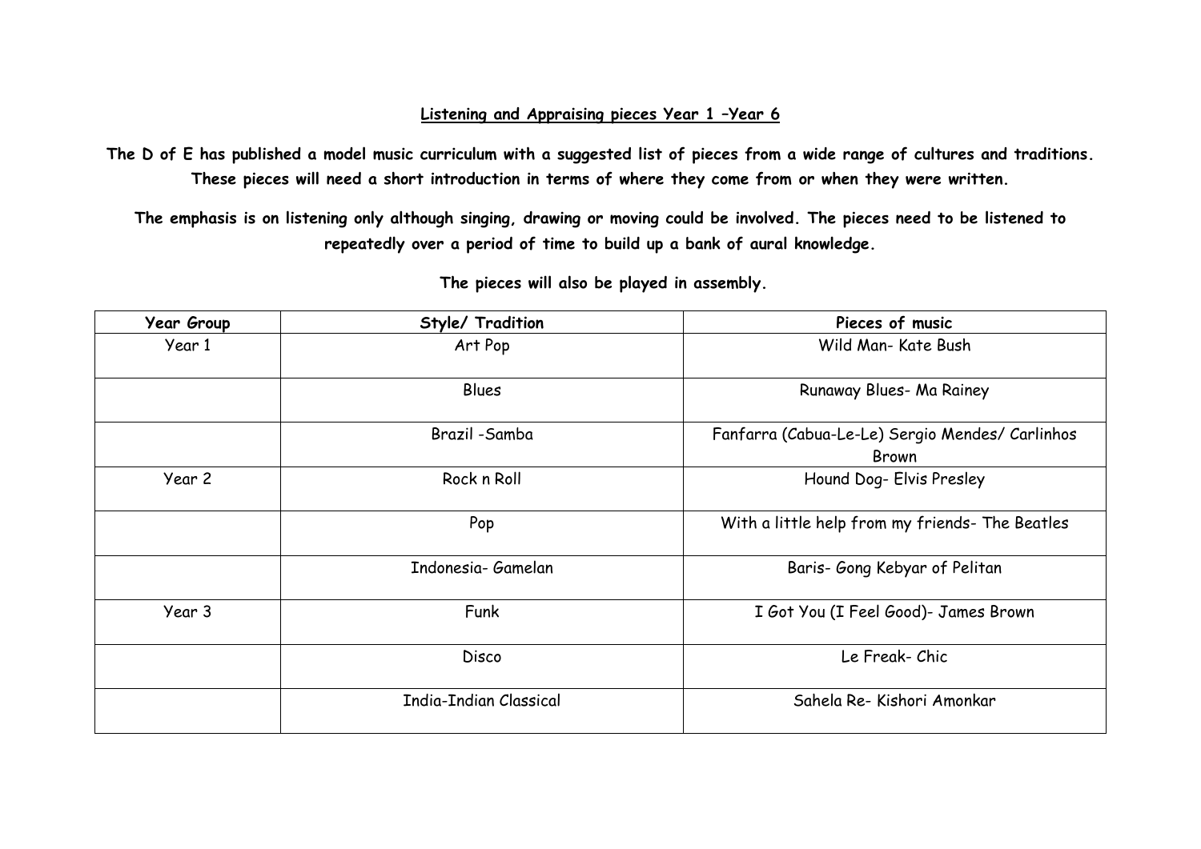## Listening and Appraising pieces Year 1 –Year 6

**The D of E has published a model music curriculum with a suggested list of pieces from a wide range of cultures and traditions. These pieces will need a short introduction in terms of where they come from or when they were written.**

**The emphasis is on listening only although singing, drawing or moving could be involved. The pieces need to be listened to repeatedly over a period of time to build up a bank of aural knowledge.**

**The pieces will also be played in assembly.**

| Year Group | Style/ Tradition | Pieces of music |
| --- | --- | --- |
| Year 1 | Art Pop | Wild Man- Kate Bush |
| | Blues | Runaway Blues- Ma Rainey |
| | Brazil -Samba | Fanfarra (Cabua-Le-Le) Sergio Mendes/ Carlinhos Brown |
| Year 2 | Rock n Roll | Hound Dog- Elvis Presley |
| | Pop | With a little help from my friends- The Beatles |
| | Indonesia- Gamelan | Baris- Gong Kebyar of Pelitan |
| Year 3 | Funk | I Got You (I Feel Good)- James Brown |
| | Disco | Le Freak- Chic |
| | India-Indian Classical | Sahela Re- Kishori Amonkar |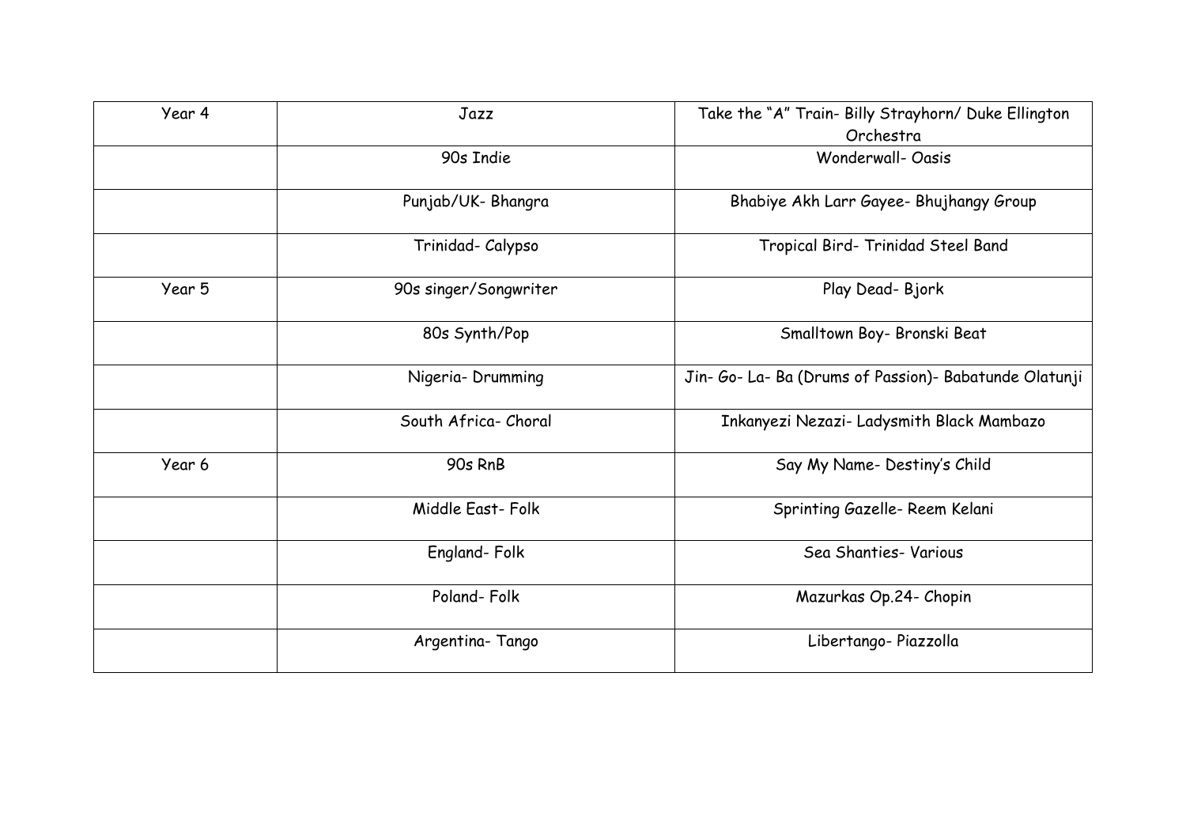| | | |
|---|---|---|
| Year 4 | Jazz | Take the "A" Train- Billy Strayhorn/ Duke Ellington Orchestra |
| | 90s Indie | Wonderwall- Oasis |
| | Punjab/UK- Bhangra | Bhabiye Akh Larr Gayee- Bhujhangy Group |
| | Trinidad- Calypso | Tropical Bird- Trinidad Steel Band |
| Year 5 | 90s singer/Songwriter | Play Dead- Bjork |
| | 80s Synth/Pop | Smalltown Boy- Bronski Beat |
| | Nigeria- Drumming | Jin- Go- La- Ba (Drums of Passion)- Babatunde Olatunji |
| | South Africa- Choral | Inkanyezi Nezazi- Ladysmith Black Mambazo |
| Year 6 | 90s RnB | Say My Name- Destiny's Child |
| | Middle East- Folk | Sprinting Gazelle- Reem Kelani |
| | England- Folk | Sea Shanties- Various |
| | Poland- Folk | Mazurkas Op.24- Chopin |
| | Argentina- Tango | Libertango- Piazzolla |